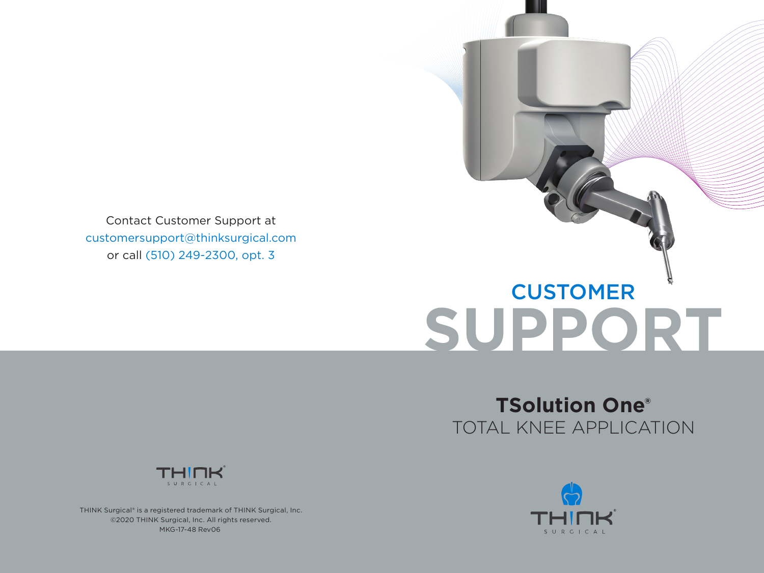# CUSTOMER SUPPORT

## TSolution One®
TOTAL KNEE APPLICATION

Contact Customer Support at
customersupport@thinksurgical.com
or call (510) 249-2300, opt. 3

THINK SURGICAL

THINK Surgical® is a registered trademark of THINK Surgical, Inc.
©2020 THINK Surgical, Inc. All rights reserved.
MKG-17-48 Rev06

THINK SURGICAL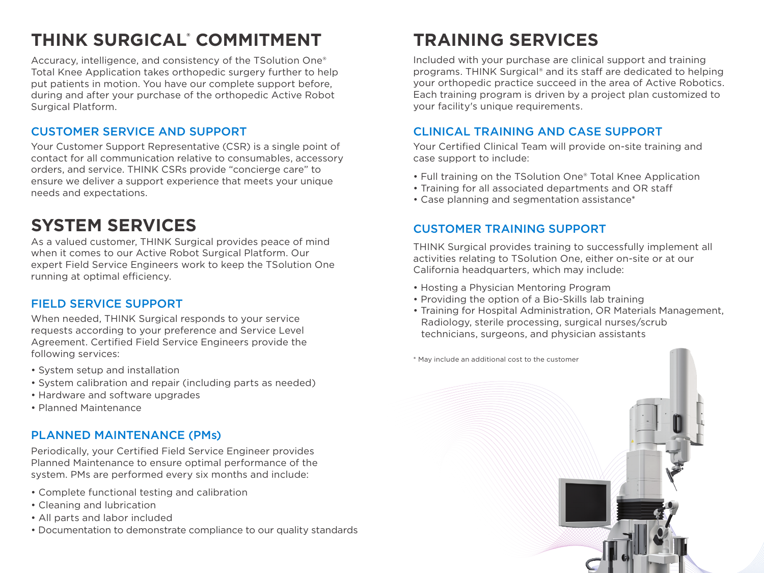# THINK SURGICAL® COMMITMENT

Accuracy, intelligence, and consistency of the TSolution One® Total Knee Application takes orthopedic surgery further to help put patients in motion. You have our complete support before, during and after your purchase of the orthopedic Active Robot Surgical Platform.

### CUSTOMER SERVICE AND SUPPORT

Your Customer Support Representative (CSR) is a single point of contact for all communication relative to consumables, accessory orders, and service. THINK CSRs provide "concierge care" to ensure we deliver a support experience that meets your unique needs and expectations.

# SYSTEM SERVICES

As a valued customer, THINK Surgical provides peace of mind when it comes to our Active Robot Surgical Platform. Our expert Field Service Engineers work to keep the TSolution One running at optimal efficiency.

### FIELD SERVICE SUPPORT

When needed, THINK Surgical responds to your service requests according to your preference and Service Level Agreement. Certified Field Service Engineers provide the following services:

- System setup and installation
- System calibration and repair (including parts as needed)
- Hardware and software upgrades
- Planned Maintenance

### PLANNED MAINTENANCE (PMs)

Periodically, your Certified Field Service Engineer provides Planned Maintenance to ensure optimal performance of the system. PMs are performed every six months and include:

- Complete functional testing and calibration
- Cleaning and lubrication
- All parts and labor included
- Documentation to demonstrate compliance to our quality standards

# TRAINING SERVICES

Included with your purchase are clinical support and training programs. THINK Surgical® and its staff are dedicated to helping your orthopedic practice succeed in the area of Active Robotics. Each training program is driven by a project plan customized to your facility's unique requirements.

### CLINICAL TRAINING AND CASE SUPPORT

Your Certified Clinical Team will provide on-site training and case support to include:

- Full training on the TSolution One® Total Knee Application
- Training for all associated departments and OR staff
- Case planning and segmentation assistance*

### CUSTOMER TRAINING SUPPORT

THINK Surgical provides training to successfully implement all activities relating to TSolution One, either on-site or at our California headquarters, which may include:

- Hosting a Physician Mentoring Program
- Providing the option of a Bio-Skills lab training
- Training for Hospital Administration, OR Materials Management, Radiology, sterile processing, surgical nurses/scrub technicians, surgeons, and physician assistants

* May include an additional cost to the customer